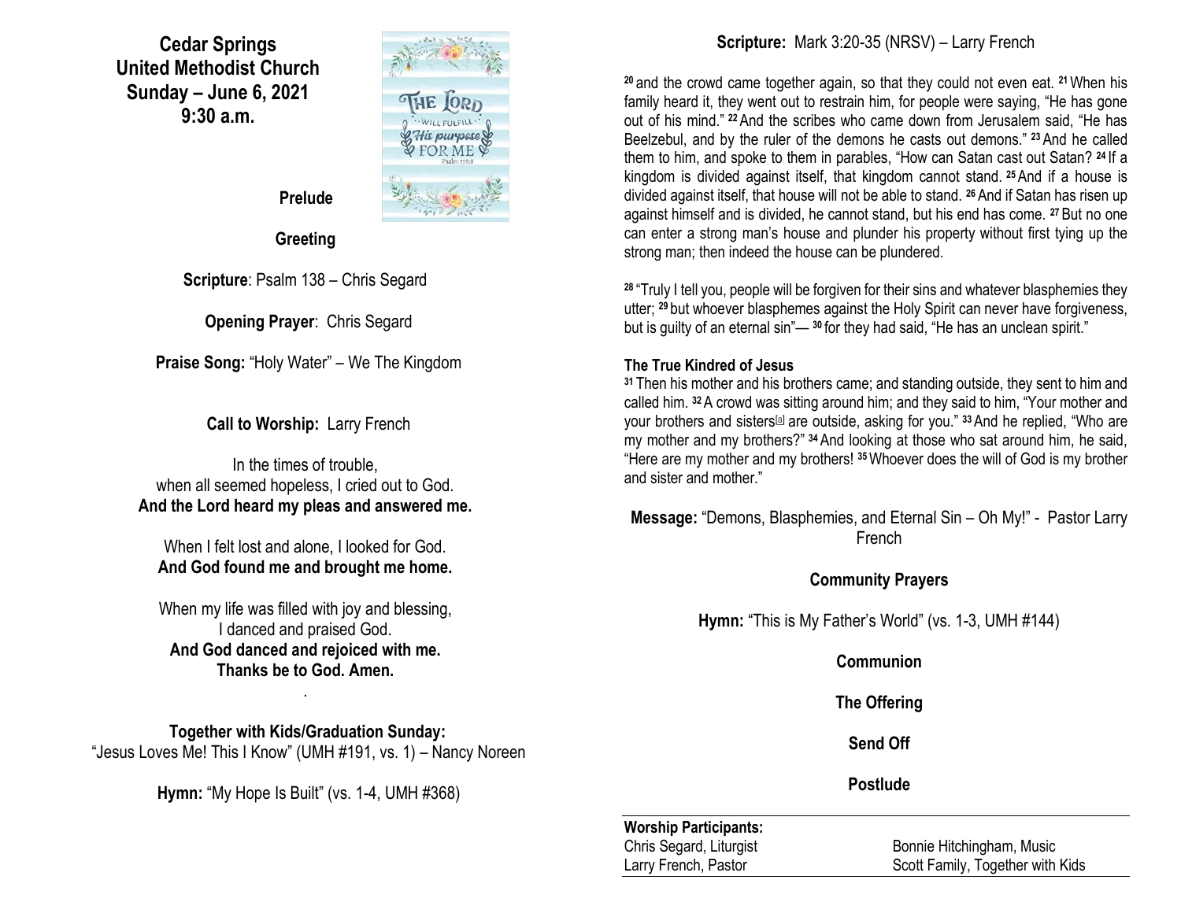# Cedar Springs United Methodist Church
## Sunday – June 6, 2021
## 9:30 a.m.

**Prelude**

**Greeting**

**Scripture**: Psalm 138 – Chris Segard

**Opening Prayer**: Chris Segard

**Praise Song:** "Holy Water" – We The Kingdom

**Call to Worship:** Larry French

In the times of trouble,
when all seemed hopeless, I cried out to God.
**And the Lord heard my pleas and answered me.**

When I felt lost and alone, I looked for God.
**And God found me and brought me home.**

When my life was filled with joy and blessing,
I danced and praised God.
**And God danced and rejoiced with me.**
**Thanks be to God. Amen.**

.

**Together with Kids/Graduation Sunday:**
"Jesus Loves Me! This I Know" (UMH #191, vs. 1) – Nancy Noreen

**Hymn:** "My Hope Is Built" (vs. 1-4, UMH #368)

**Scripture:** Mark 3:20-35 (NRSV) – Larry French

[20] and the crowd came together again, so that they could not even eat. [21] When his family heard it, they went out to restrain him, for people were saying, "He has gone out of his mind." [22] And the scribes who came down from Jerusalem said, "He has Beelzebul, and by the ruler of the demons he casts out demons." [23] And he called them to him, and spoke to them in parables, "How can Satan cast out Satan? [24] If a kingdom is divided against itself, that kingdom cannot stand. [25] And if a house is divided against itself, that house will not be able to stand. [26] And if Satan has risen up against himself and is divided, he cannot stand, but his end has come. [27] But no one can enter a strong man's house and plunder his property without first tying up the strong man; then indeed the house can be plundered.

[28] "Truly I tell you, people will be forgiven for their sins and whatever blasphemies they utter; [29] but whoever blasphemes against the Holy Spirit can never have forgiveness, but is guilty of an eternal sin"— [30] for they had said, "He has an unclean spirit."

**The True Kindred of Jesus**

[31] Then his mother and his brothers came; and standing outside, they sent to him and called him. [32] A crowd was sitting around him; and they said to him, "Your mother and your brothers and sisters[a] are outside, asking for you." [33] And he replied, "Who are my mother and my brothers?" [34] And looking at those who sat around him, he said, "Here are my mother and my brothers! [35] Whoever does the will of God is my brother and sister and mother."

**Message:** "Demons, Blasphemies, and Eternal Sin – Oh My!" - Pastor Larry French

**Community Prayers**

**Hymn:** "This is My Father's World" (vs. 1-3, UMH #144)

**Communion**

**The Offering**

**Send Off**

**Postlude**

**Worship Participants:**

| | |
|---|---|
| Chris Segard, Liturgist | Bonnie Hitchingham, Music |
| Larry French, Pastor | Scott Family, Together with Kids |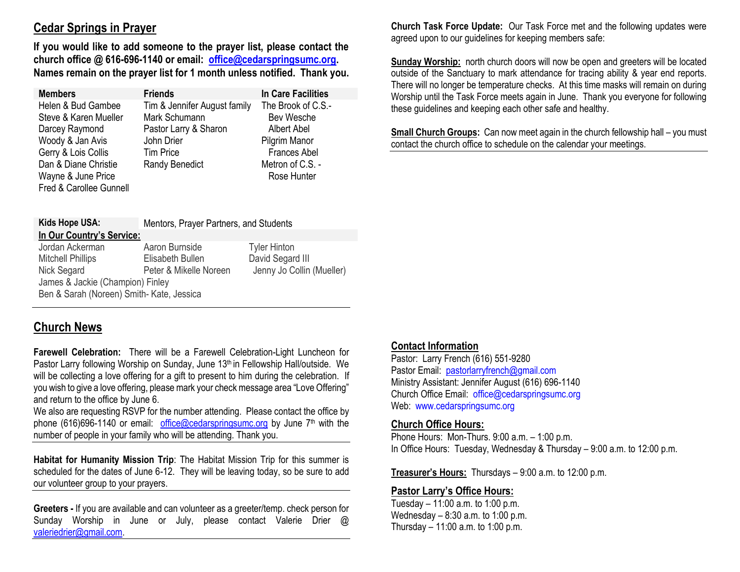## Cedar Springs in Prayer

**If you would like to add someone to the prayer list, please contact the church office @ 616-696-1140 or email: office@cedarspringsumc.org. Names remain on the prayer list for 1 month unless notified. Thank you.**

| Members | Friends | In Care Facilities |
|---|---|---|
| Helen & Bud Gambee | Tim & Jennifer August family | The Brook of C.S.- |
| Steve & Karen Mueller | Mark Schumann | Bev Wesche |
| Darcey Raymond | Pastor Larry & Sharon | Albert Abel |
| Woody & Jan Avis | John Drier | Pilgrim Manor |
| Gerry & Lois Collis | Tim Price | Frances Abel |
| Dan & Diane Christie | Randy Benedict | Metron of C.S. - |
| Wayne & June Price | | Rose Hunter |
| Fred & Carollee Gunnell | | |

**Kids Hope USA:** Mentors, Prayer Partners, and Students

**In Our Country's Service:**

| | | |
|---|---|---|
| Jordan Ackerman | Aaron Burnside | Tyler Hinton |
| Mitchell Phillips | Elisabeth Bullen | David Segard III |
| Nick Segard | Peter & Mikelle Noreen | Jenny Jo Collin (Mueller) |

James & Jackie (Champion) Finley

Ben & Sarah (Noreen) Smith- Kate, Jessica

## Church News

**Farewell Celebration:** There will be a Farewell Celebration-Light Luncheon for Pastor Larry following Worship on Sunday, June 13th in Fellowship Hall/outside. We will be collecting a love offering for a gift to present to him during the celebration. If you wish to give a love offering, please mark your check message area "Love Offering" and return to the office by June 6.

We also are requesting RSVP for the number attending. Please contact the office by phone (616)696-1140 or email: office@cedarspringsumc.org by June 7th with the number of people in your family who will be attending. Thank you.

**Habitat for Humanity Mission Trip**: The Habitat Mission Trip for this summer is scheduled for the dates of June 6-12. They will be leaving today, so be sure to add our volunteer group to your prayers.

**Greeters -** If you are available and can volunteer as a greeter/temp. check person for Sunday Worship in June or July, please contact Valerie Drier @ valeriedrier@gmail.com.

**Church Task Force Update:** Our Task Force met and the following updates were agreed upon to our guidelines for keeping members safe:

**Sunday Worship:** north church doors will now be open and greeters will be located outside of the Sanctuary to mark attendance for tracing ability & year end reports. There will no longer be temperature checks. At this time masks will remain on during Worship until the Task Force meets again in June. Thank you everyone for following these guidelines and keeping each other safe and healthy.

**Small Church Groups:** Can now meet again in the church fellowship hall – you must contact the church office to schedule on the calendar your meetings.

### Contact Information

Pastor: Larry French (616) 551-9280
Pastor Email: pastorlarryfrench@gmail.com
Ministry Assistant: Jennifer August (616) 696-1140
Church Office Email: office@cedarspringsumc.org
Web: www.cedarspringsumc.org

### Church Office Hours:

Phone Hours: Mon-Thurs. 9:00 a.m. – 1:00 p.m.
In Office Hours: Tuesday, Wednesday & Thursday – 9:00 a.m. to 12:00 p.m.

**Treasurer's Hours:** Thursdays – 9:00 a.m. to 12:00 p.m.

### Pastor Larry's Office Hours:

Tuesday – 11:00 a.m. to 1:00 p.m.
Wednesday – 8:30 a.m. to 1:00 p.m.
Thursday – 11:00 a.m. to 1:00 p.m.